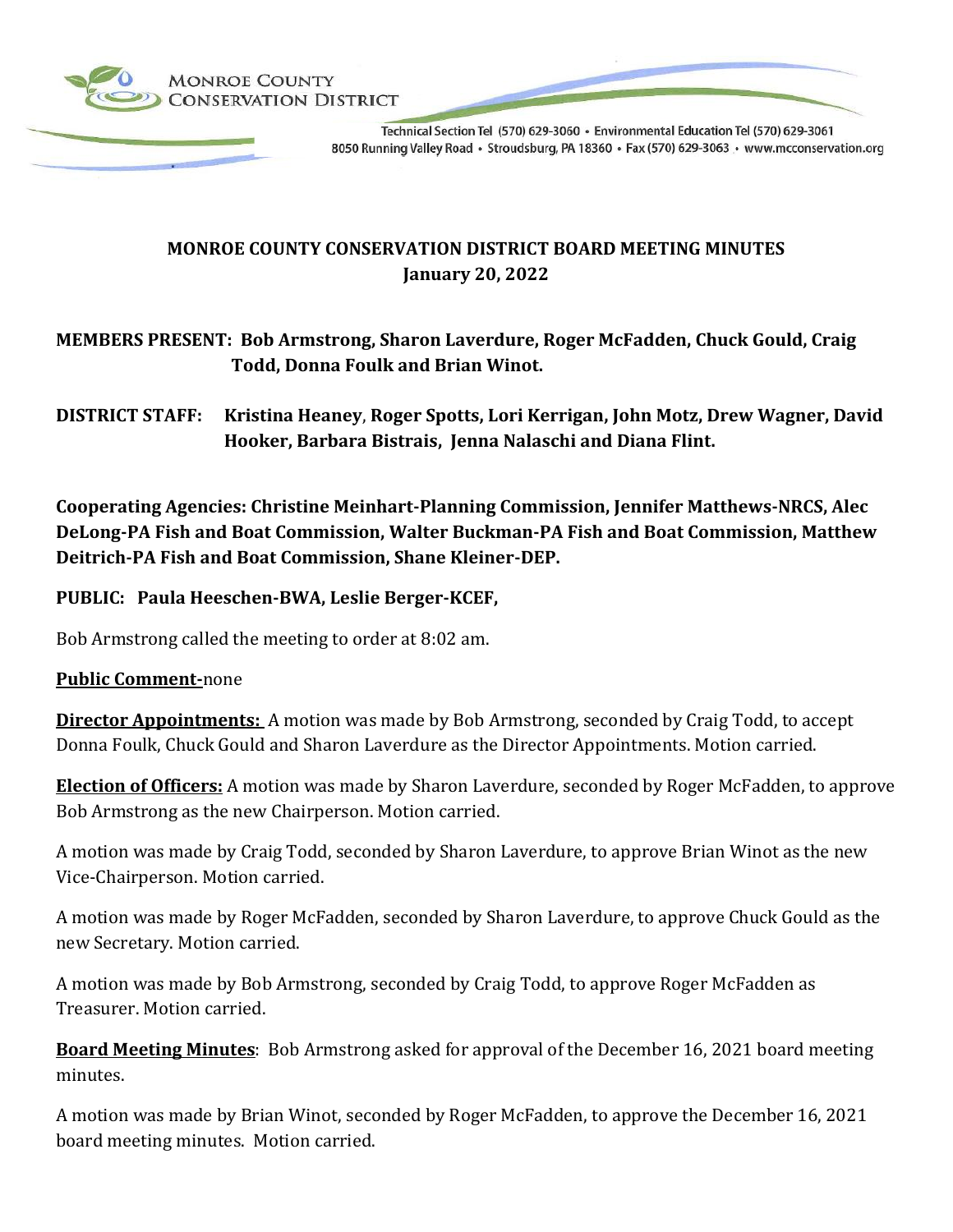MONROE COUNTY CONSERVATION DISTRICT

Technical Section Tel (570) 629-3060 • Environmental Education Tel (570) 629-3061
8050 Running Valley Road • Stroudsburg, PA 18360 • Fax (570) 629-3063 • www.mcconservation.org

# MONROE COUNTY CONSERVATION DISTRICT BOARD MEETING MINUTES
## January 20, 2022

**MEMBERS PRESENT: Bob Armstrong, Sharon Laverdure, Roger McFadden, Chuck Gould, Craig Todd, Donna Foulk and Brian Winot.**

**DISTRICT STAFF: Kristina Heaney, Roger Spotts, Lori Kerrigan, John Motz, Drew Wagner, David Hooker, Barbara Bistrais, Jenna Nalaschi and Diana Flint.**

**Cooperating Agencies: Christine Meinhart-Planning Commission, Jennifer Matthews-NRCS, Alec DeLong-PA Fish and Boat Commission, Walter Buckman-PA Fish and Boat Commission, Matthew Deitrich-PA Fish and Boat Commission, Shane Kleiner-DEP.**

**PUBLIC: Paula Heeschen-BWA, Leslie Berger-KCEF,**

Bob Armstrong called the meeting to order at 8:02 am.

**Public Comment-**none

**Director Appointments:** A motion was made by Bob Armstrong, seconded by Craig Todd, to accept Donna Foulk, Chuck Gould and Sharon Laverdure as the Director Appointments. Motion carried.

**Election of Officers:** A motion was made by Sharon Laverdure, seconded by Roger McFadden, to approve Bob Armstrong as the new Chairperson. Motion carried.

A motion was made by Craig Todd, seconded by Sharon Laverdure, to approve Brian Winot as the new Vice-Chairperson. Motion carried.

A motion was made by Roger McFadden, seconded by Sharon Laverdure, to approve Chuck Gould as the new Secretary. Motion carried.

A motion was made by Bob Armstrong, seconded by Craig Todd, to approve Roger McFadden as Treasurer. Motion carried.

**Board Meeting Minutes**: Bob Armstrong asked for approval of the December 16, 2021 board meeting minutes.

A motion was made by Brian Winot, seconded by Roger McFadden, to approve the December 16, 2021 board meeting minutes. Motion carried.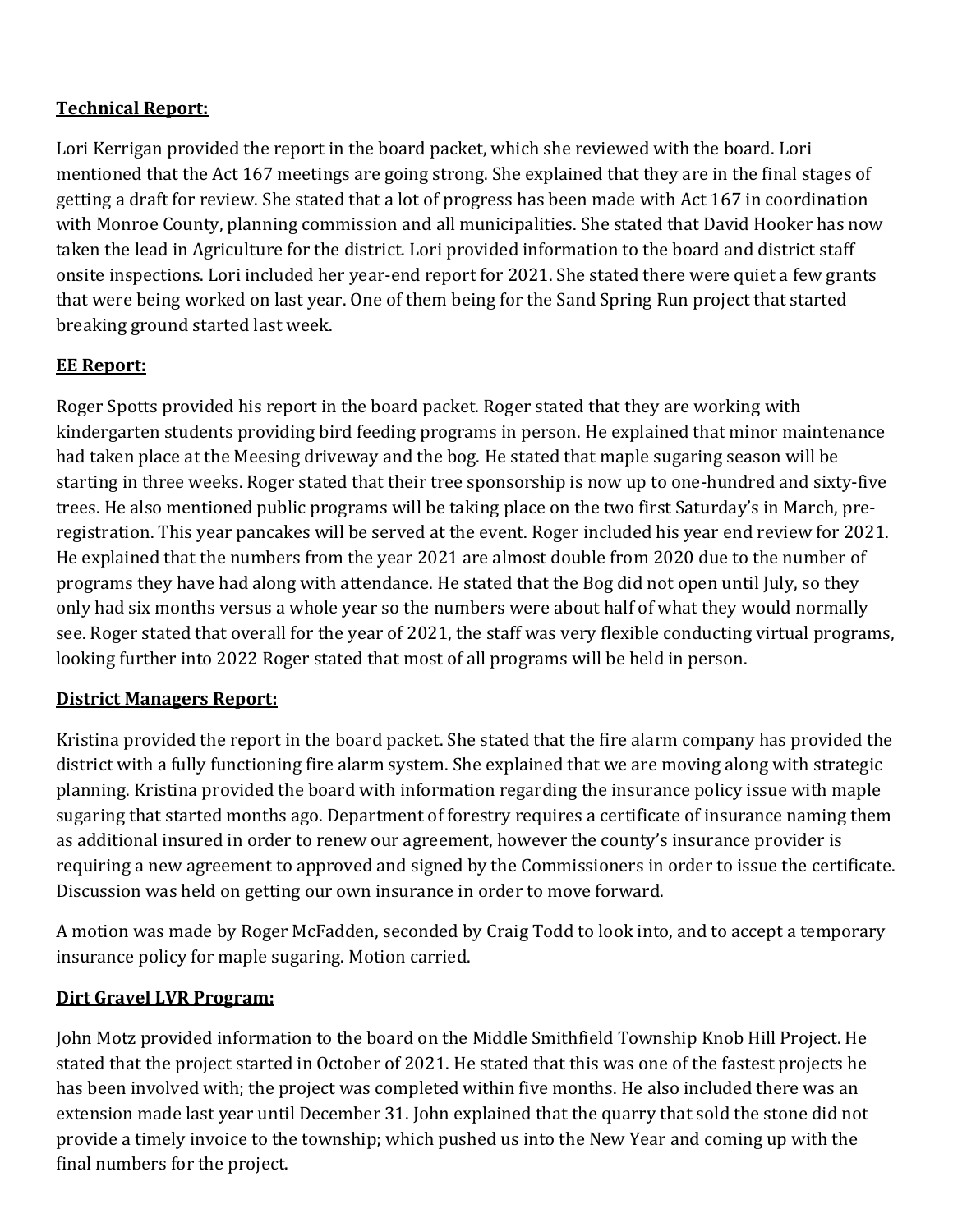**Technical Report:**

Lori Kerrigan provided the report in the board packet, which she reviewed with the board. Lori mentioned that the Act 167 meetings are going strong. She explained that they are in the final stages of getting a draft for review. She stated that a lot of progress has been made with Act 167 in coordination with Monroe County, planning commission and all municipalities. She stated that David Hooker has now taken the lead in Agriculture for the district. Lori provided information to the board and district staff onsite inspections. Lori included her year-end report for 2021. She stated there were quiet a few grants that were being worked on last year. One of them being for the Sand Spring Run project that started breaking ground started last week.

**EE Report:**

Roger Spotts provided his report in the board packet. Roger stated that they are working with kindergarten students providing bird feeding programs in person. He explained that minor maintenance had taken place at the Meesing driveway and the bog. He stated that maple sugaring season will be starting in three weeks. Roger stated that their tree sponsorship is now up to one-hundred and sixty-five trees. He also mentioned public programs will be taking place on the two first Saturday's in March, pre-registration. This year pancakes will be served at the event. Roger included his year end review for 2021. He explained that the numbers from the year 2021 are almost double from 2020 due to the number of programs they have had along with attendance. He stated that the Bog did not open until July, so they only had six months versus a whole year so the numbers were about half of what they would normally see. Roger stated that overall for the year of 2021, the staff was very flexible conducting virtual programs, looking further into 2022 Roger stated that most of all programs will be held in person.

**District Managers Report:**

Kristina provided the report in the board packet. She stated that the fire alarm company has provided the district with a fully functioning fire alarm system. She explained that we are moving along with strategic planning. Kristina provided the board with information regarding the insurance policy issue with maple sugaring that started months ago. Department of forestry requires a certificate of insurance naming them as additional insured in order to renew our agreement, however the county's insurance provider is requiring a new agreement to approved and signed by the Commissioners in order to issue the certificate. Discussion was held on getting our own insurance in order to move forward.

A motion was made by Roger McFadden, seconded by Craig Todd to look into, and to accept a temporary insurance policy for maple sugaring. Motion carried.

**Dirt Gravel LVR Program:**

John Motz provided information to the board on the Middle Smithfield Township Knob Hill Project. He stated that the project started in October of 2021. He stated that this was one of the fastest projects he has been involved with; the project was completed within five months. He also included there was an extension made last year until December 31. John explained that the quarry that sold the stone did not provide a timely invoice to the township; which pushed us into the New Year and coming up with the final numbers for the project.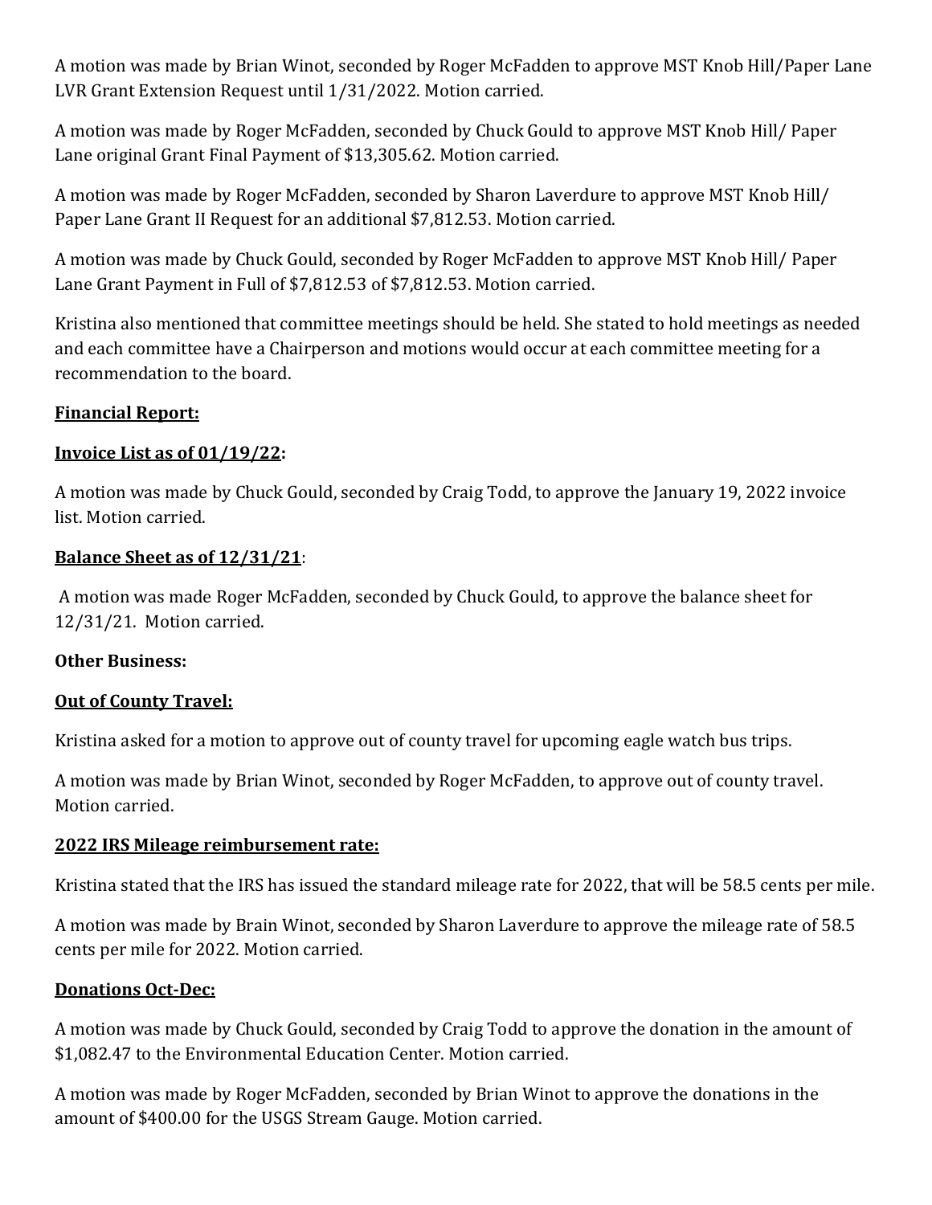A motion was made by Brian Winot, seconded by Roger McFadden to approve MST Knob Hill/Paper Lane LVR Grant Extension Request until 1/31/2022. Motion carried.

A motion was made by Roger McFadden, seconded by Chuck Gould to approve MST Knob Hill/ Paper Lane original Grant Final Payment of $13,305.62. Motion carried.

A motion was made by Roger McFadden, seconded by Sharon Laverdure to approve MST Knob Hill/ Paper Lane Grant II Request for an additional $7,812.53. Motion carried.

A motion was made by Chuck Gould, seconded by Roger McFadden to approve MST Knob Hill/ Paper Lane Grant Payment in Full of $7,812.53 of $7,812.53. Motion carried.

Kristina also mentioned that committee meetings should be held. She stated to hold meetings as needed and each committee have a Chairperson and motions would occur at each committee meeting for a recommendation to the board.

**Financial Report:**

**Invoice List as of 01/19/22:**

A motion was made by Chuck Gould, seconded by Craig Todd, to approve the January 19, 2022 invoice list. Motion carried.

**Balance Sheet as of 12/31/21**:

A motion was made Roger McFadden, seconded by Chuck Gould, to approve the balance sheet for 12/31/21. Motion carried.

**Other Business:**

**Out of County Travel:**

Kristina asked for a motion to approve out of county travel for upcoming eagle watch bus trips.

A motion was made by Brian Winot, seconded by Roger McFadden, to approve out of county travel. Motion carried.

**2022 IRS Mileage reimbursement rate:**

Kristina stated that the IRS has issued the standard mileage rate for 2022, that will be 58.5 cents per mile.

A motion was made by Brain Winot, seconded by Sharon Laverdure to approve the mileage rate of 58.5 cents per mile for 2022. Motion carried.

**Donations Oct-Dec:**

A motion was made by Chuck Gould, seconded by Craig Todd to approve the donation in the amount of $1,082.47 to the Environmental Education Center. Motion carried.

A motion was made by Roger McFadden, seconded by Brian Winot to approve the donations in the amount of $400.00 for the USGS Stream Gauge. Motion carried.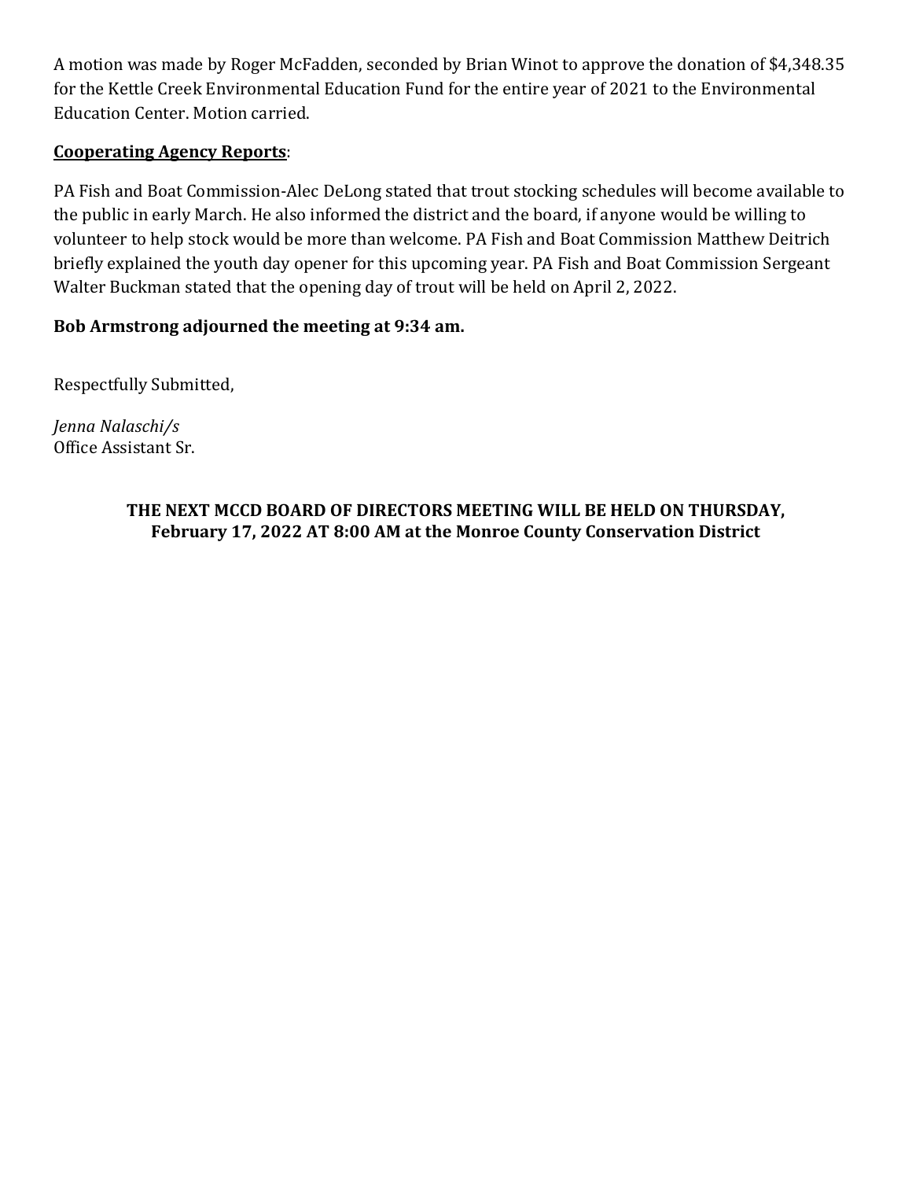A motion was made by Roger McFadden, seconded by Brian Winot to approve the donation of $4,348.35 for the Kettle Creek Environmental Education Fund for the entire year of 2021 to the Environmental Education Center. Motion carried.

**<u>Cooperating Agency Reports</u>**:

PA Fish and Boat Commission-Alec DeLong stated that trout stocking schedules will become available to the public in early March. He also informed the district and the board, if anyone would be willing to volunteer to help stock would be more than welcome. PA Fish and Boat Commission Matthew Deitrich briefly explained the youth day opener for this upcoming year. PA Fish and Boat Commission Sergeant Walter Buckman stated that the opening day of trout will be held on April 2, 2022.

**Bob Armstrong adjourned the meeting at 9:34 am.**

Respectfully Submitted,

*Jenna Nalaschi/s*
Office Assistant Sr.

**THE NEXT MCCD BOARD OF DIRECTORS MEETING WILL BE HELD ON THURSDAY, February 17, 2022 AT 8:00 AM at the Monroe County Conservation District**